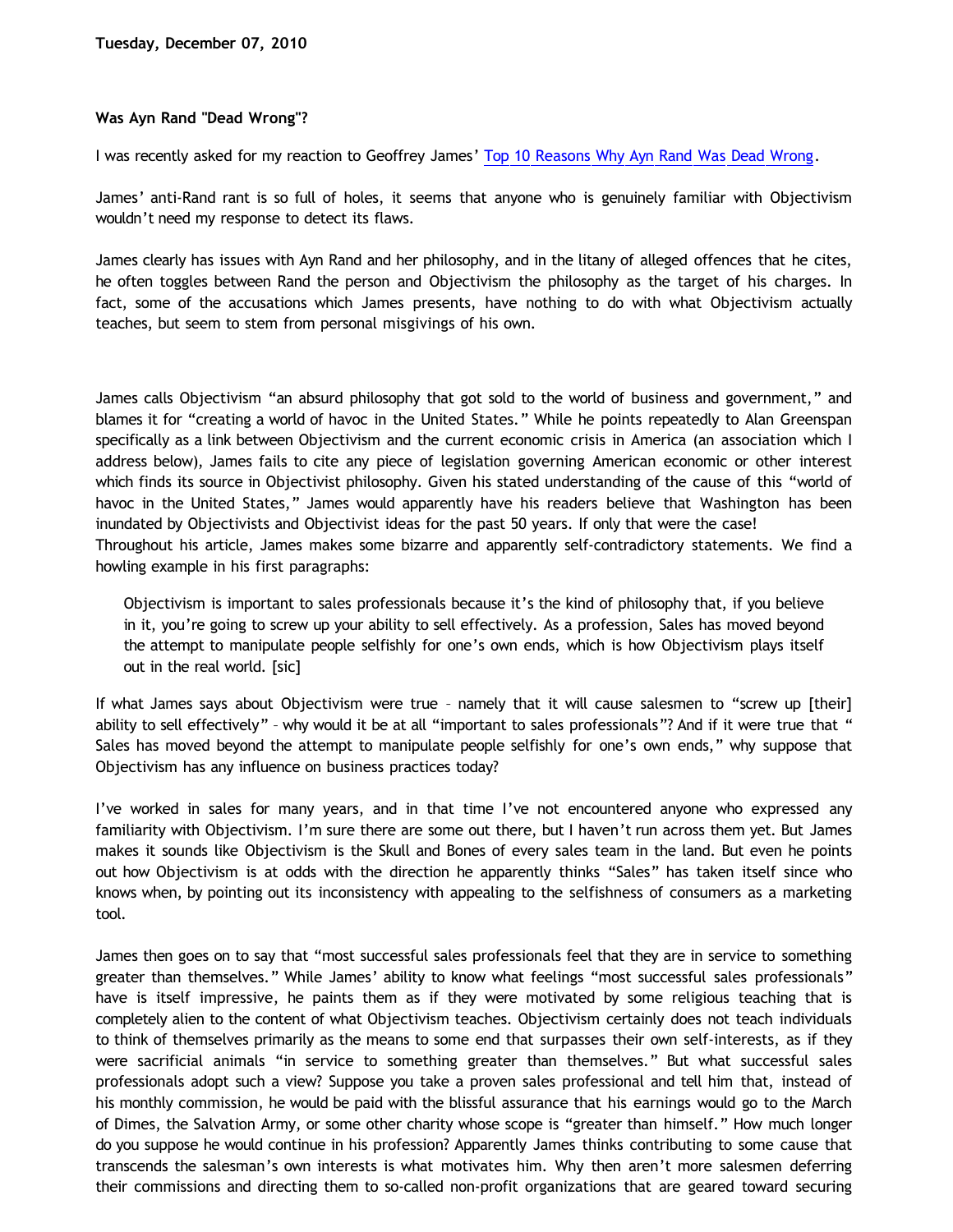Tuesday, December 07, 2010

**Was Ayn Rand "Dead Wrong"?**

I was recently asked for my reaction to Geoffrey James' Top 10 Reasons Why Ayn Rand Was Dead Wrong.

James' anti-Rand rant is so full of holes, it seems that anyone who is genuinely familiar with Objectivism wouldn't need my response to detect its flaws.

James clearly has issues with Ayn Rand and her philosophy, and in the litany of alleged offences that he cites, he often toggles between Rand the person and Objectivism the philosophy as the target of his charges. In fact, some of the accusations which James presents, have nothing to do with what Objectivism actually teaches, but seem to stem from personal misgivings of his own.

James calls Objectivism "an absurd philosophy that got sold to the world of business and government," and blames it for "creating a world of havoc in the United States." While he points repeatedly to Alan Greenspan specifically as a link between Objectivism and the current economic crisis in America (an association which I address below), James fails to cite any piece of legislation governing American economic or other interest which finds its source in Objectivist philosophy. Given his stated understanding of the cause of this "world of havoc in the United States," James would apparently have his readers believe that Washington has been inundated by Objectivists and Objectivist ideas for the past 50 years. If only that were the case!

Throughout his article, James makes some bizarre and apparently self-contradictory statements. We find a howling example in his first paragraphs:

> Objectivism is important to sales professionals because it's the kind of philosophy that, if you believe in it, you're going to screw up your ability to sell effectively. As a profession, Sales has moved beyond the attempt to manipulate people selfishly for one's own ends, which is how Objectivism plays itself out in the real world. [sic]

If what James says about Objectivism were true – namely that it will cause salesmen to "screw up [their] ability to sell effectively" – why would it be at all "important to sales professionals"? And if it were true that "Sales has moved beyond the attempt to manipulate people selfishly for one's own ends," why suppose that Objectivism has any influence on business practices today?

I've worked in sales for many years, and in that time I've not encountered anyone who expressed any familiarity with Objectivism. I'm sure there are some out there, but I haven't run across them yet. But James makes it sounds like Objectivism is the Skull and Bones of every sales team in the land. But even he points out how Objectivism is at odds with the direction he apparently thinks "Sales" has taken itself since who knows when, by pointing out its inconsistency with appealing to the selfishness of consumers as a marketing tool.

James then goes on to say that "most successful sales professionals feel that they are in service to something greater than themselves." While James' ability to know what feelings "most successful sales professionals" have is itself impressive, he paints them as if they were motivated by some religious teaching that is completely alien to the content of what Objectivism teaches. Objectivism certainly does not teach individuals to think of themselves primarily as the means to some end that surpasses their own self-interests, as if they were sacrificial animals "in service to something greater than themselves." But what successful sales professionals adopt such a view? Suppose you take a proven sales professional and tell him that, instead of his monthly commission, he would be paid with the blissful assurance that his earnings would go to the March of Dimes, the Salvation Army, or some other charity whose scope is "greater than himself." How much longer do you suppose he would continue in his profession? Apparently James thinks contributing to some cause that transcends the salesman's own interests is what motivates him. Why then aren't more salesmen deferring their commissions and directing them to so-called non-profit organizations that are geared toward securing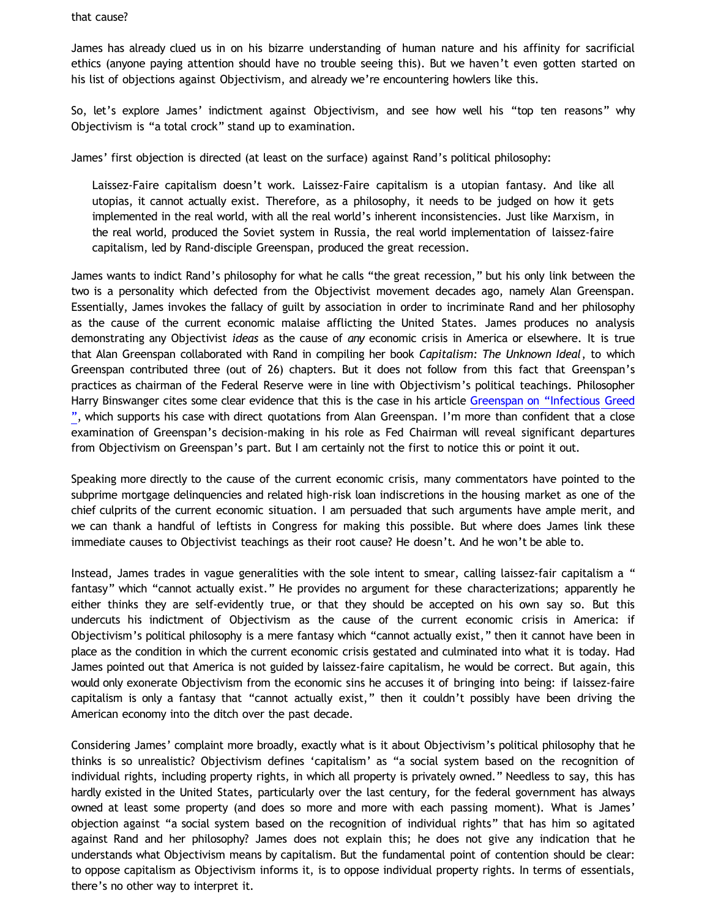that cause?

James has already clued us in on his bizarre understanding of human nature and his affinity for sacrificial ethics (anyone paying attention should have no trouble seeing this). But we haven't even gotten started on his list of objections against Objectivism, and already we're encountering howlers like this.

So, let's explore James' indictment against Objectivism, and see how well his "top ten reasons" why Objectivism is "a total crock" stand up to examination.

James' first objection is directed (at least on the surface) against Rand's political philosophy:

> Laissez-Faire capitalism doesn't work. Laissez-Faire capitalism is a utopian fantasy. And like all utopias, it cannot actually exist. Therefore, as a philosophy, it needs to be judged on how it gets implemented in the real world, with all the real world's inherent inconsistencies. Just like Marxism, in the real world, produced the Soviet system in Russia, the real world implementation of laissez-faire capitalism, led by Rand-disciple Greenspan, produced the great recession.

James wants to indict Rand's philosophy for what he calls "the great recession," but his only link between the two is a personality which defected from the Objectivist movement decades ago, namely Alan Greenspan. Essentially, James invokes the fallacy of guilt by association in order to incriminate Rand and her philosophy as the cause of the current economic malaise afflicting the United States. James produces no analysis demonstrating any Objectivist *ideas* as the cause of *any* economic crisis in America or elsewhere. It is true that Alan Greenspan collaborated with Rand in compiling her book *Capitalism: The Unknown Ideal*, to which Greenspan contributed three (out of 26) chapters. But it does not follow from this fact that Greenspan's practices as chairman of the Federal Reserve were in line with Objectivism's political teachings. Philosopher Harry Binswanger cites some clear evidence that this is the case in his article Greenspan on "Infectious Greed", which supports his case with direct quotations from Alan Greenspan. I'm more than confident that a close examination of Greenspan's decision-making in his role as Fed Chairman will reveal significant departures from Objectivism on Greenspan's part. But I am certainly not the first to notice this or point it out.

Speaking more directly to the cause of the current economic crisis, many commentators have pointed to the subprime mortgage delinquencies and related high-risk loan indiscretions in the housing market as one of the chief culprits of the current economic situation. I am persuaded that such arguments have ample merit, and we can thank a handful of leftists in Congress for making this possible. But where does James link these immediate causes to Objectivist teachings as their root cause? He doesn't. And he won't be able to.

Instead, James trades in vague generalities with the sole intent to smear, calling laissez-fair capitalism a "fantasy" which "cannot actually exist." He provides no argument for these characterizations; apparently he either thinks they are self-evidently true, or that they should be accepted on his own say so. But this undercuts his indictment of Objectivism as the cause of the current economic crisis in America: if Objectivism's political philosophy is a mere fantasy which "cannot actually exist," then it cannot have been in place as the condition in which the current economic crisis gestated and culminated into what it is today. Had James pointed out that America is not guided by laissez-faire capitalism, he would be correct. But again, this would only exonerate Objectivism from the economic sins he accuses it of bringing into being: if laissez-faire capitalism is only a fantasy that "cannot actually exist," then it couldn't possibly have been driving the American economy into the ditch over the past decade.

Considering James' complaint more broadly, exactly what is it about Objectivism's political philosophy that he thinks is so unrealistic? Objectivism defines 'capitalism' as "a social system based on the recognition of individual rights, including property rights, in which all property is privately owned." Needless to say, this has hardly existed in the United States, particularly over the last century, for the federal government has always owned at least some property (and does so more and more with each passing moment). What is James' objection against "a social system based on the recognition of individual rights" that has him so agitated against Rand and her philosophy? James does not explain this; he does not give any indication that he understands what Objectivism means by capitalism. But the fundamental point of contention should be clear: to oppose capitalism as Objectivism informs it, is to oppose individual property rights. In terms of essentials, there's no other way to interpret it.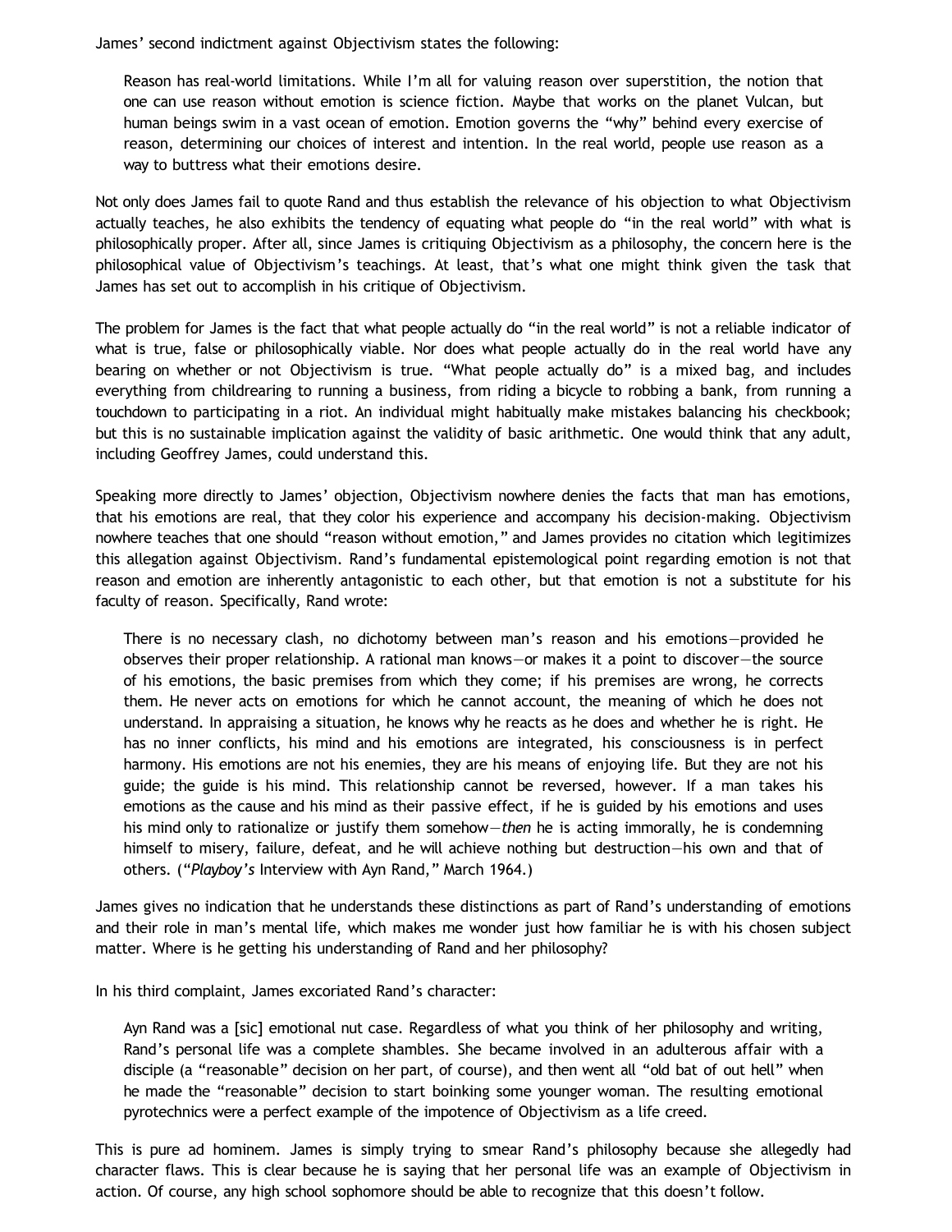James' second indictment against Objectivism states the following:

> Reason has real-world limitations. While I'm all for valuing reason over superstition, the notion that one can use reason without emotion is science fiction. Maybe that works on the planet Vulcan, but human beings swim in a vast ocean of emotion. Emotion governs the "why" behind every exercise of reason, determining our choices of interest and intention. In the real world, people use reason as a way to buttress what their emotions desire.

Not only does James fail to quote Rand and thus establish the relevance of his objection to what Objectivism actually teaches, he also exhibits the tendency of equating what people do "in the real world" with what is philosophically proper. After all, since James is critiquing Objectivism as a philosophy, the concern here is the philosophical value of Objectivism's teachings. At least, that's what one might think given the task that James has set out to accomplish in his critique of Objectivism.

The problem for James is the fact that what people actually do "in the real world" is not a reliable indicator of what is true, false or philosophically viable. Nor does what people actually do in the real world have any bearing on whether or not Objectivism is true. "What people actually do" is a mixed bag, and includes everything from childrearing to running a business, from riding a bicycle to robbing a bank, from running a touchdown to participating in a riot. An individual might habitually make mistakes balancing his checkbook; but this is no sustainable implication against the validity of basic arithmetic. One would think that any adult, including Geoffrey James, could understand this.

Speaking more directly to James' objection, Objectivism nowhere denies the facts that man has emotions, that his emotions are real, that they color his experience and accompany his decision-making. Objectivism nowhere teaches that one should "reason without emotion," and James provides no citation which legitimizes this allegation against Objectivism. Rand's fundamental epistemological point regarding emotion is not that reason and emotion are inherently antagonistic to each other, but that emotion is not a substitute for his faculty of reason. Specifically, Rand wrote:

> There is no necessary clash, no dichotomy between man's reason and his emotions—provided he observes their proper relationship. A rational man knows—or makes it a point to discover—the source of his emotions, the basic premises from which they come; if his premises are wrong, he corrects them. He never acts on emotions for which he cannot account, the meaning of which he does not understand. In appraising a situation, he knows why he reacts as he does and whether he is right. He has no inner conflicts, his mind and his emotions are integrated, his consciousness is in perfect harmony. His emotions are not his enemies, they are his means of enjoying life. But they are not his guide; the guide is his mind. This relationship cannot be reversed, however. If a man takes his emotions as the cause and his mind as their passive effect, if he is guided by his emotions and uses his mind only to rationalize or justify them somehow—*then* he is acting immorally, he is condemning himself to misery, failure, defeat, and he will achieve nothing but destruction—his own and that of others. ("*Playboy's* Interview with Ayn Rand," March 1964.)

James gives no indication that he understands these distinctions as part of Rand's understanding of emotions and their role in man's mental life, which makes me wonder just how familiar he is with his chosen subject matter. Where is he getting his understanding of Rand and her philosophy?

In his third complaint, James excoriated Rand's character:

> Ayn Rand was a [sic] emotional nut case. Regardless of what you think of her philosophy and writing, Rand's personal life was a complete shambles. She became involved in an adulterous affair with a disciple (a "reasonable" decision on her part, of course), and then went all "old bat of out hell" when he made the "reasonable" decision to start boinking some younger woman. The resulting emotional pyrotechnics were a perfect example of the impotence of Objectivism as a life creed.

This is pure ad hominem. James is simply trying to smear Rand's philosophy because she allegedly had character flaws. This is clear because he is saying that her personal life was an example of Objectivism in action. Of course, any high school sophomore should be able to recognize that this doesn't follow.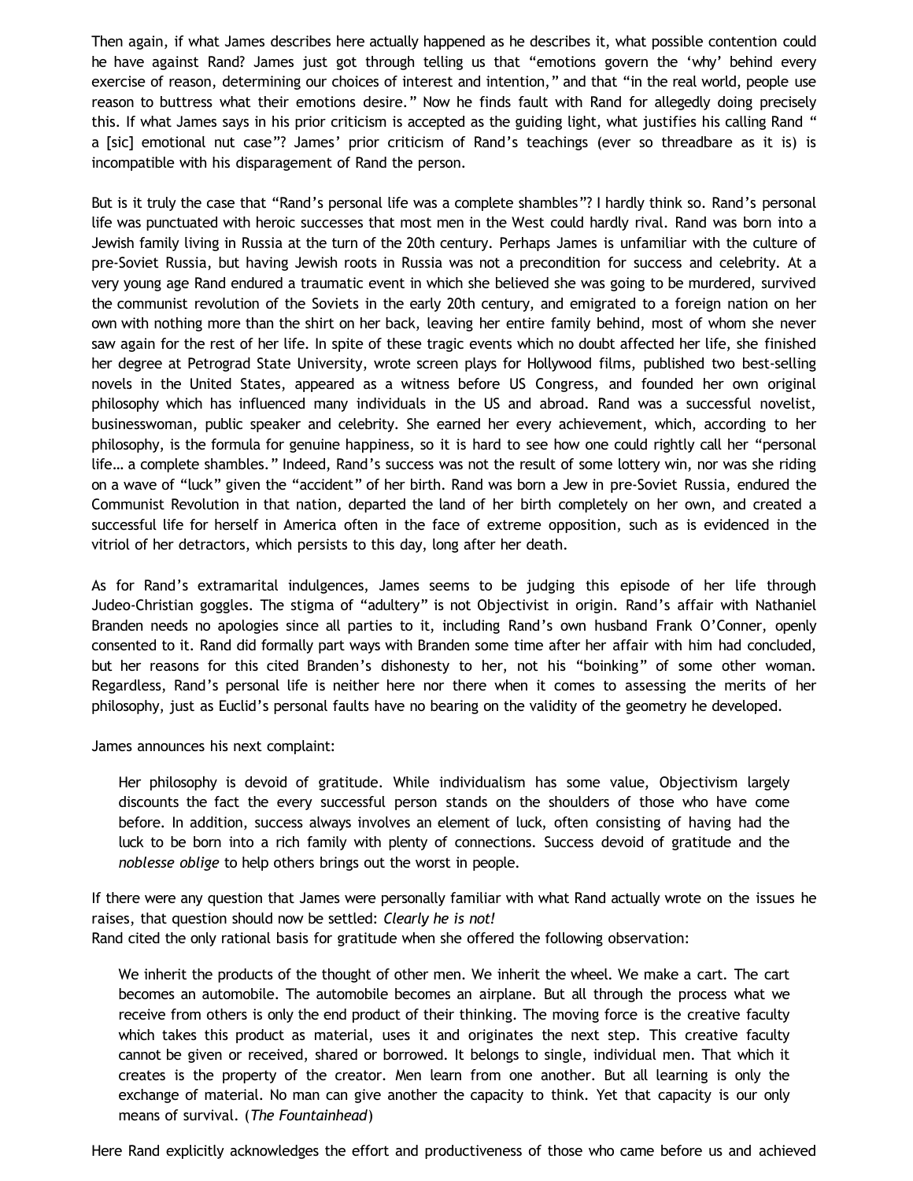Then again, if what James describes here actually happened as he describes it, what possible contention could he have against Rand? James just got through telling us that “emotions govern the ‘why’ behind every exercise of reason, determining our choices of interest and intention,” and that “in the real world, people use reason to buttress what their emotions desire.” Now he finds fault with Rand for allegedly doing precisely this. If what James says in his prior criticism is accepted as the guiding light, what justifies his calling Rand “ a [sic] emotional nut case”? James’ prior criticism of Rand’s teachings (ever so threadbare as it is) is incompatible with his disparagement of Rand the person.

But is it truly the case that “Rand’s personal life was a complete shambles”? I hardly think so. Rand’s personal life was punctuated with heroic successes that most men in the West could hardly rival. Rand was born into a Jewish family living in Russia at the turn of the 20th century. Perhaps James is unfamiliar with the culture of pre-Soviet Russia, but having Jewish roots in Russia was not a precondition for success and celebrity. At a very young age Rand endured a traumatic event in which she believed she was going to be murdered, survived the communist revolution of the Soviets in the early 20th century, and emigrated to a foreign nation on her own with nothing more than the shirt on her back, leaving her entire family behind, most of whom she never saw again for the rest of her life. In spite of these tragic events which no doubt affected her life, she finished her degree at Petrograd State University, wrote screen plays for Hollywood films, published two best-selling novels in the United States, appeared as a witness before US Congress, and founded her own original philosophy which has influenced many individuals in the US and abroad. Rand was a successful novelist, businesswoman, public speaker and celebrity. She earned her every achievement, which, according to her philosophy, is the formula for genuine happiness, so it is hard to see how one could rightly call her “personal life… a complete shambles.” Indeed, Rand’s success was not the result of some lottery win, nor was she riding on a wave of “luck” given the “accident” of her birth. Rand was born a Jew in pre-Soviet Russia, endured the Communist Revolution in that nation, departed the land of her birth completely on her own, and created a successful life for herself in America often in the face of extreme opposition, such as is evidenced in the vitriol of her detractors, which persists to this day, long after her death.

As for Rand’s extramarital indulgences, James seems to be judging this episode of her life through Judeo-Christian goggles. The stigma of “adultery” is not Objectivist in origin. Rand’s affair with Nathaniel Branden needs no apologies since all parties to it, including Rand’s own husband Frank O’Conner, openly consented to it. Rand did formally part ways with Branden some time after her affair with him had concluded, but her reasons for this cited Branden’s dishonesty to her, not his “boinking” of some other woman. Regardless, Rand’s personal life is neither here nor there when it comes to assessing the merits of her philosophy, just as Euclid’s personal faults have no bearing on the validity of the geometry he developed.

James announces his next complaint:

> Her philosophy is devoid of gratitude. While individualism has some value, Objectivism largely discounts the fact the every successful person stands on the shoulders of those who have come before. In addition, success always involves an element of luck, often consisting of having had the luck to be born into a rich family with plenty of connections. Success devoid of gratitude and the *noblesse oblige* to help others brings out the worst in people.

If there were any question that James were personally familiar with what Rand actually wrote on the issues he raises, that question should now be settled: *Clearly he is not!*
Rand cited the only rational basis for gratitude when she offered the following observation:

> We inherit the products of the thought of other men. We inherit the wheel. We make a cart. The cart becomes an automobile. The automobile becomes an airplane. But all through the process what we receive from others is only the end product of their thinking. The moving force is the creative faculty which takes this product as material, uses it and originates the next step. This creative faculty cannot be given or received, shared or borrowed. It belongs to single, individual men. That which it creates is the property of the creator. Men learn from one another. But all learning is only the exchange of material. No man can give another the capacity to think. Yet that capacity is our only means of survival. (*The Fountainhead*)

Here Rand explicitly acknowledges the effort and productiveness of those who came before us and achieved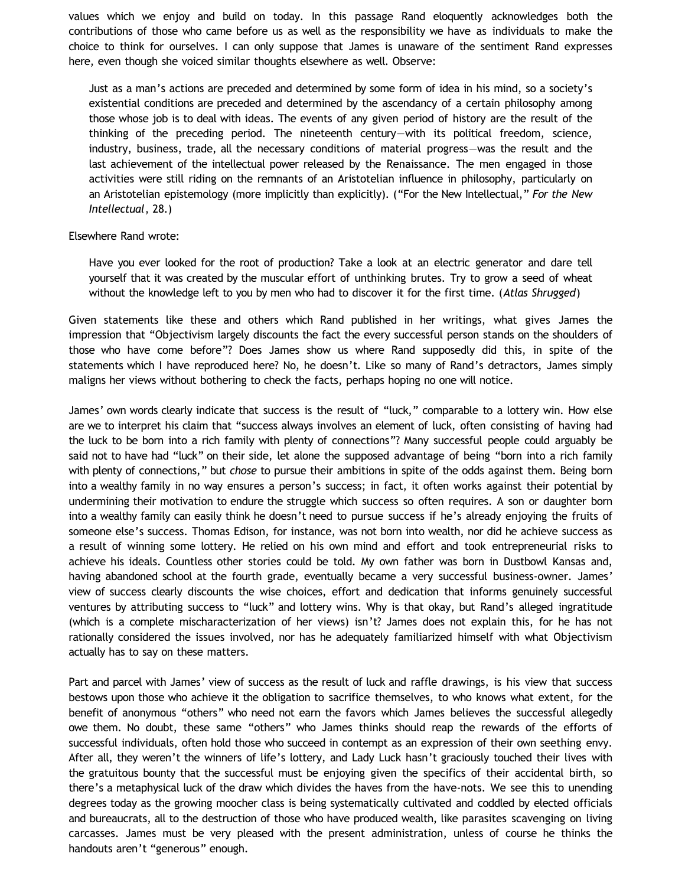values which we enjoy and build on today. In this passage Rand eloquently acknowledges both the contributions of those who came before us as well as the responsibility we have as individuals to make the choice to think for ourselves. I can only suppose that James is unaware of the sentiment Rand expresses here, even though she voiced similar thoughts elsewhere as well. Observe:

> Just as a man's actions are preceded and determined by some form of idea in his mind, so a society's existential conditions are preceded and determined by the ascendancy of a certain philosophy among those whose job is to deal with ideas. The events of any given period of history are the result of the thinking of the preceding period. The nineteenth century—with its political freedom, science, industry, business, trade, all the necessary conditions of material progress—was the result and the last achievement of the intellectual power released by the Renaissance. The men engaged in those activities were still riding on the remnants of an Aristotelian influence in philosophy, particularly on an Aristotelian epistemology (more implicitly than explicitly). ("For the New Intellectual," *For the New Intellectual*, 28.)

Elsewhere Rand wrote:

> Have you ever looked for the root of production? Take a look at an electric generator and dare tell yourself that it was created by the muscular effort of unthinking brutes. Try to grow a seed of wheat without the knowledge left to you by men who had to discover it for the first time. (*Atlas Shrugged*)

Given statements like these and others which Rand published in her writings, what gives James the impression that "Objectivism largely discounts the fact the every successful person stands on the shoulders of those who have come before"? Does James show us where Rand supposedly did this, in spite of the statements which I have reproduced here? No, he doesn't. Like so many of Rand's detractors, James simply maligns her views without bothering to check the facts, perhaps hoping no one will notice.

James' own words clearly indicate that success is the result of "luck," comparable to a lottery win. How else are we to interpret his claim that "success always involves an element of luck, often consisting of having had the luck to be born into a rich family with plenty of connections"? Many successful people could arguably be said not to have had "luck" on their side, let alone the supposed advantage of being "born into a rich family with plenty of connections," but *chose* to pursue their ambitions in spite of the odds against them. Being born into a wealthy family in no way ensures a person's success; in fact, it often works against their potential by undermining their motivation to endure the struggle which success so often requires. A son or daughter born into a wealthy family can easily think he doesn't need to pursue success if he's already enjoying the fruits of someone else's success. Thomas Edison, for instance, was not born into wealth, nor did he achieve success as a result of winning some lottery. He relied on his own mind and effort and took entrepreneurial risks to achieve his ideals. Countless other stories could be told. My own father was born in Dustbowl Kansas and, having abandoned school at the fourth grade, eventually became a very successful business-owner. James' view of success clearly discounts the wise choices, effort and dedication that informs genuinely successful ventures by attributing success to "luck" and lottery wins. Why is that okay, but Rand's alleged ingratitude (which is a complete mischaracterization of her views) isn't? James does not explain this, for he has not rationally considered the issues involved, nor has he adequately familiarized himself with what Objectivism actually has to say on these matters.

Part and parcel with James' view of success as the result of luck and raffle drawings, is his view that success bestows upon those who achieve it the obligation to sacrifice themselves, to who knows what extent, for the benefit of anonymous "others" who need not earn the favors which James believes the successful allegedly owe them. No doubt, these same "others" who James thinks should reap the rewards of the efforts of successful individuals, often hold those who succeed in contempt as an expression of their own seething envy. After all, they weren't the winners of life's lottery, and Lady Luck hasn't graciously touched their lives with the gratuitous bounty that the successful must be enjoying given the specifics of their accidental birth, so there's a metaphysical luck of the draw which divides the haves from the have-nots. We see this to unending degrees today as the growing moocher class is being systematically cultivated and coddled by elected officials and bureaucrats, all to the destruction of those who have produced wealth, like parasites scavenging on living carcasses. James must be very pleased with the present administration, unless of course he thinks the handouts aren't "generous" enough.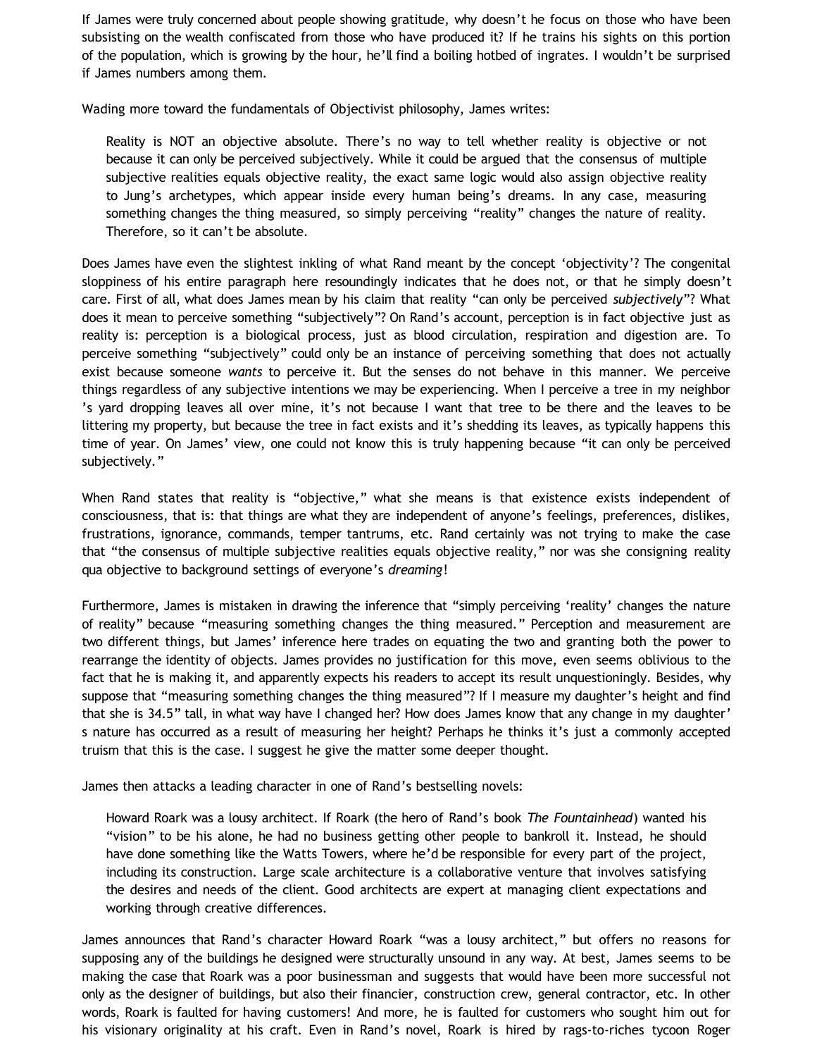If James were truly concerned about people showing gratitude, why doesn't he focus on those who have been subsisting on the wealth confiscated from those who have produced it? If he trains his sights on this portion of the population, which is growing by the hour, he'll find a boiling hotbed of ingrates. I wouldn't be surprised if James numbers among them.

Wading more toward the fundamentals of Objectivist philosophy, James writes:

> Reality is NOT an objective absolute. There's no way to tell whether reality is objective or not because it can only be perceived subjectively. While it could be argued that the consensus of multiple subjective realities equals objective reality, the exact same logic would also assign objective reality to Jung's archetypes, which appear inside every human being's dreams. In any case, measuring something changes the thing measured, so simply perceiving "reality" changes the nature of reality. Therefore, so it can't be absolute.

Does James have even the slightest inkling of what Rand meant by the concept 'objectivity'? The congenital sloppiness of his entire paragraph here resoundingly indicates that he does not, or that he simply doesn't care. First of all, what does James mean by his claim that reality "can only be perceived *subjectively*"? What does it mean to perceive something "subjectively"? On Rand's account, perception is in fact objective just as reality is: perception is a biological process, just as blood circulation, respiration and digestion are. To perceive something "subjectively" could only be an instance of perceiving something that does not actually exist because someone *wants* to perceive it. But the senses do not behave in this manner. We perceive things regardless of any subjective intentions we may be experiencing. When I perceive a tree in my neighbor's yard dropping leaves all over mine, it's not because I want that tree to be there and the leaves to be littering my property, but because the tree in fact exists and it's shedding its leaves, as typically happens this time of year. On James' view, one could not know this is truly happening because "it can only be perceived subjectively."

When Rand states that reality is "objective," what she means is that existence exists independent of consciousness, that is: that things are what they are independent of anyone's feelings, preferences, dislikes, frustrations, ignorance, commands, temper tantrums, etc. Rand certainly was not trying to make the case that "the consensus of multiple subjective realities equals objective reality," nor was she consigning reality qua objective to background settings of everyone's *dreaming*!

Furthermore, James is mistaken in drawing the inference that "simply perceiving 'reality' changes the nature of reality" because "measuring something changes the thing measured." Perception and measurement are two different things, but James' inference here trades on equating the two and granting both the power to rearrange the identity of objects. James provides no justification for this move, even seems oblivious to the fact that he is making it, and apparently expects his readers to accept its result unquestioningly. Besides, why suppose that "measuring something changes the thing measured"? If I measure my daughter's height and find that she is 34.5" tall, in what way have I changed her? How does James know that any change in my daughter's nature has occurred as a result of measuring her height? Perhaps he thinks it's just a commonly accepted truism that this is the case. I suggest he give the matter some deeper thought.

James then attacks a leading character in one of Rand's bestselling novels:

> Howard Roark was a lousy architect. If Roark (the hero of Rand's book *The Fountainhead*) wanted his "vision" to be his alone, he had no business getting other people to bankroll it. Instead, he should have done something like the Watts Towers, where he'd be responsible for every part of the project, including its construction. Large scale architecture is a collaborative venture that involves satisfying the desires and needs of the client. Good architects are expert at managing client expectations and working through creative differences.

James announces that Rand's character Howard Roark "was a lousy architect," but offers no reasons for supposing any of the buildings he designed were structurally unsound in any way. At best, James seems to be making the case that Roark was a poor businessman and suggests that would have been more successful not only as the designer of buildings, but also their financier, construction crew, general contractor, etc. In other words, Roark is faulted for having customers! And more, he is faulted for customers who sought him out for his visionary originality at his craft. Even in Rand's novel, Roark is hired by rags-to-riches tycoon Roger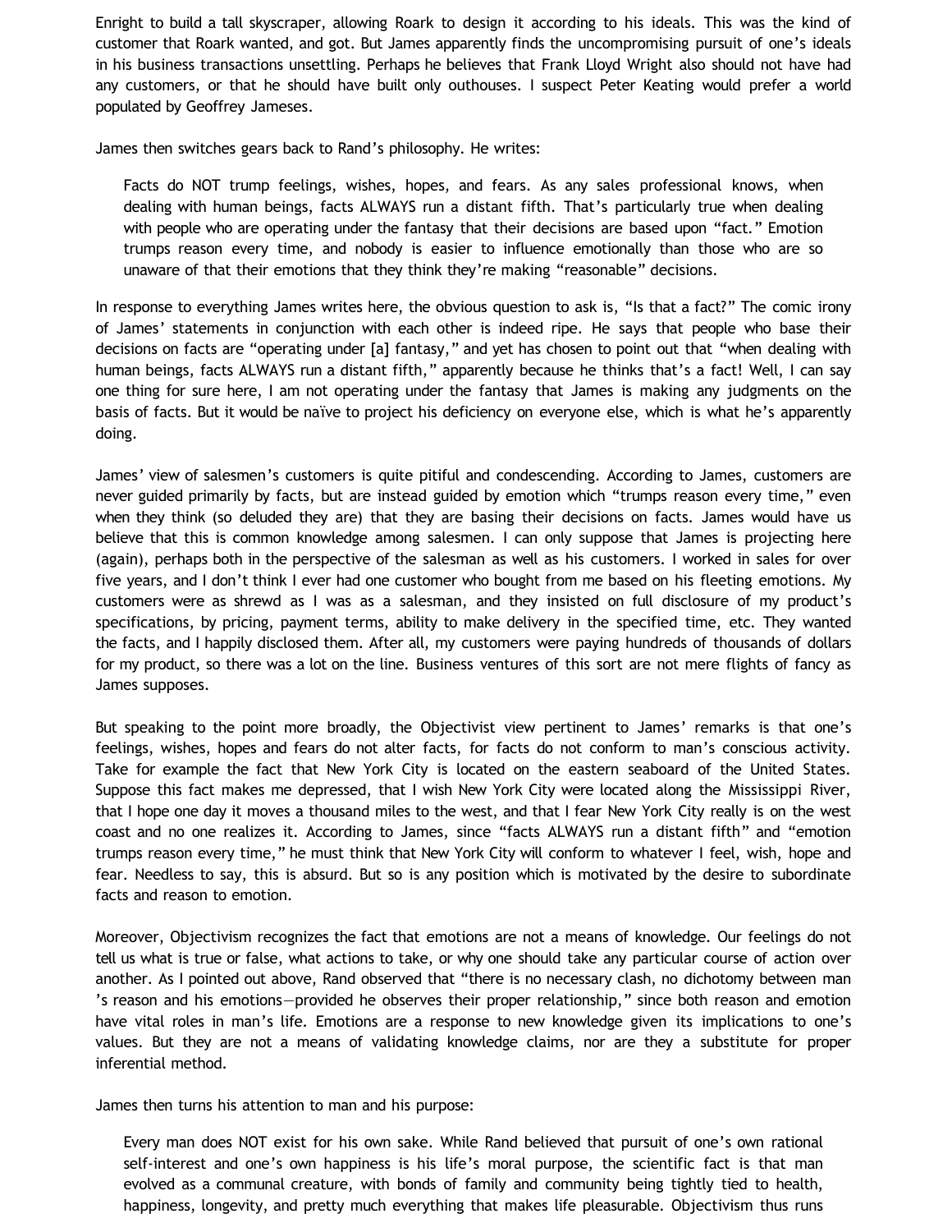Enright to build a tall skyscraper, allowing Roark to design it according to his ideals. This was the kind of customer that Roark wanted, and got. But James apparently finds the uncompromising pursuit of one's ideals in his business transactions unsettling. Perhaps he believes that Frank Lloyd Wright also should not have had any customers, or that he should have built only outhouses. I suspect Peter Keating would prefer a world populated by Geoffrey Jameses.

James then switches gears back to Rand's philosophy. He writes:

> Facts do NOT trump feelings, wishes, hopes, and fears. As any sales professional knows, when dealing with human beings, facts ALWAYS run a distant fifth. That's particularly true when dealing with people who are operating under the fantasy that their decisions are based upon "fact." Emotion trumps reason every time, and nobody is easier to influence emotionally than those who are so unaware of that their emotions that they think they're making "reasonable" decisions.

In response to everything James writes here, the obvious question to ask is, "Is that a fact?" The comic irony of James' statements in conjunction with each other is indeed ripe. He says that people who base their decisions on facts are "operating under [a] fantasy," and yet has chosen to point out that "when dealing with human beings, facts ALWAYS run a distant fifth," apparently because he thinks that's a fact! Well, I can say one thing for sure here, I am not operating under the fantasy that James is making any judgments on the basis of facts. But it would be naïve to project his deficiency on everyone else, which is what he's apparently doing.

James' view of salesmen's customers is quite pitiful and condescending. According to James, customers are never guided primarily by facts, but are instead guided by emotion which "trumps reason every time," even when they think (so deluded they are) that they are basing their decisions on facts. James would have us believe that this is common knowledge among salesmen. I can only suppose that James is projecting here (again), perhaps both in the perspective of the salesman as well as his customers. I worked in sales for over five years, and I don't think I ever had one customer who bought from me based on his fleeting emotions. My customers were as shrewd as I was as a salesman, and they insisted on full disclosure of my product's specifications, by pricing, payment terms, ability to make delivery in the specified time, etc. They wanted the facts, and I happily disclosed them. After all, my customers were paying hundreds of thousands of dollars for my product, so there was a lot on the line. Business ventures of this sort are not mere flights of fancy as James supposes.

But speaking to the point more broadly, the Objectivist view pertinent to James' remarks is that one's feelings, wishes, hopes and fears do not alter facts, for facts do not conform to man's conscious activity. Take for example the fact that New York City is located on the eastern seaboard of the United States. Suppose this fact makes me depressed, that I wish New York City were located along the Mississippi River, that I hope one day it moves a thousand miles to the west, and that I fear New York City really is on the west coast and no one realizes it. According to James, since "facts ALWAYS run a distant fifth" and "emotion trumps reason every time," he must think that New York City will conform to whatever I feel, wish, hope and fear. Needless to say, this is absurd. But so is any position which is motivated by the desire to subordinate facts and reason to emotion.

Moreover, Objectivism recognizes the fact that emotions are not a means of knowledge. Our feelings do not tell us what is true or false, what actions to take, or why one should take any particular course of action over another. As I pointed out above, Rand observed that "there is no necessary clash, no dichotomy between man 's reason and his emotions—provided he observes their proper relationship," since both reason and emotion have vital roles in man's life. Emotions are a response to new knowledge given its implications to one's values. But they are not a means of validating knowledge claims, nor are they a substitute for proper inferential method.

James then turns his attention to man and his purpose:

> Every man does NOT exist for his own sake. While Rand believed that pursuit of one's own rational self-interest and one's own happiness is his life's moral purpose, the scientific fact is that man evolved as a communal creature, with bonds of family and community being tightly tied to health, happiness, longevity, and pretty much everything that makes life pleasurable. Objectivism thus runs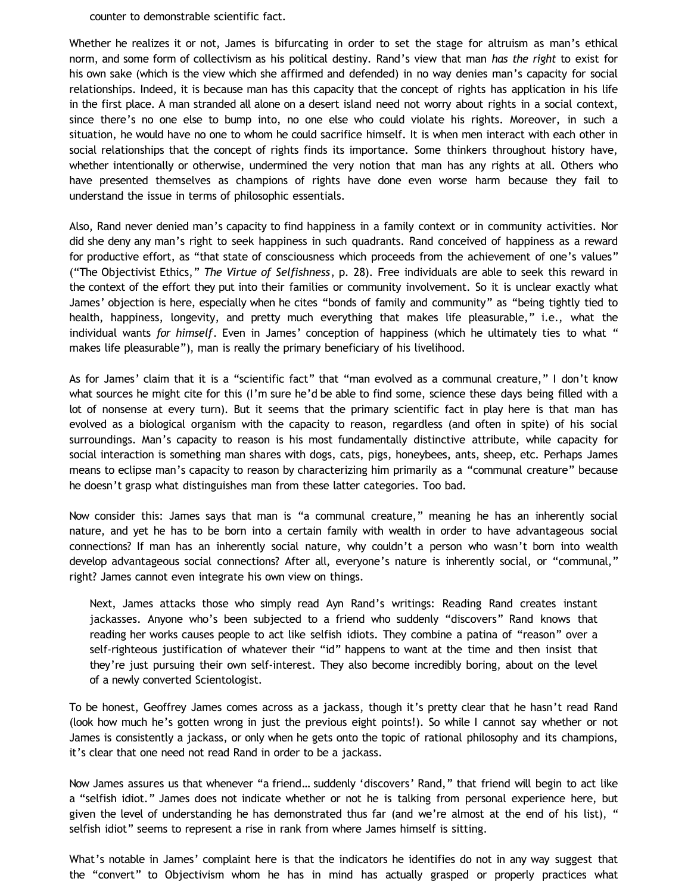counter to demonstrable scientific fact.

Whether he realizes it or not, James is bifurcating in order to set the stage for altruism as man's ethical norm, and some form of collectivism as his political destiny. Rand's view that man *has the right* to exist for his own sake (which is the view which she affirmed and defended) in no way denies man's capacity for social relationships. Indeed, it is because man has this capacity that the concept of rights has application in his life in the first place. A man stranded all alone on a desert island need not worry about rights in a social context, since there's no one else to bump into, no one else who could violate his rights. Moreover, in such a situation, he would have no one to whom he could sacrifice himself. It is when men interact with each other in social relationships that the concept of rights finds its importance. Some thinkers throughout history have, whether intentionally or otherwise, undermined the very notion that man has any rights at all. Others who have presented themselves as champions of rights have done even worse harm because they fail to understand the issue in terms of philosophic essentials.

Also, Rand never denied man's capacity to find happiness in a family context or in community activities. Nor did she deny any man's right to seek happiness in such quadrants. Rand conceived of happiness as a reward for productive effort, as "that state of consciousness which proceeds from the achievement of one's values" ("The Objectivist Ethics," *The Virtue of Selfishness*, p. 28). Free individuals are able to seek this reward in the context of the effort they put into their families or community involvement. So it is unclear exactly what James' objection is here, especially when he cites "bonds of family and community" as "being tightly tied to health, happiness, longevity, and pretty much everything that makes life pleasurable," i.e., what the individual wants *for himself*. Even in James' conception of happiness (which he ultimately ties to what " makes life pleasurable"), man is really the primary beneficiary of his livelihood.

As for James' claim that it is a "scientific fact" that "man evolved as a communal creature," I don't know what sources he might cite for this (I'm sure he'd be able to find some, science these days being filled with a lot of nonsense at every turn). But it seems that the primary scientific fact in play here is that man has evolved as a biological organism with the capacity to reason, regardless (and often in spite) of his social surroundings. Man's capacity to reason is his most fundamentally distinctive attribute, while capacity for social interaction is something man shares with dogs, cats, pigs, honeybees, ants, sheep, etc. Perhaps James means to eclipse man's capacity to reason by characterizing him primarily as a "communal creature" because he doesn't grasp what distinguishes man from these latter categories. Too bad.

Now consider this: James says that man is "a communal creature," meaning he has an inherently social nature, and yet he has to be born into a certain family with wealth in order to have advantageous social connections? If man has an inherently social nature, why couldn't a person who wasn't born into wealth develop advantageous social connections? After all, everyone's nature is inherently social, or "communal," right? James cannot even integrate his own view on things.

> Next, James attacks those who simply read Ayn Rand's writings: Reading Rand creates instant jackasses. Anyone who's been subjected to a friend who suddenly "discovers" Rand knows that reading her works causes people to act like selfish idiots. They combine a patina of "reason" over a self-righteous justification of whatever their "id" happens to want at the time and then insist that they're just pursuing their own self-interest. They also become incredibly boring, about on the level of a newly converted Scientologist.

To be honest, Geoffrey James comes across as a jackass, though it's pretty clear that he hasn't read Rand (look how much he's gotten wrong in just the previous eight points!). So while I cannot say whether or not James is consistently a jackass, or only when he gets onto the topic of rational philosophy and its champions, it's clear that one need not read Rand in order to be a jackass.

Now James assures us that whenever "a friend… suddenly 'discovers' Rand," that friend will begin to act like a "selfish idiot." James does not indicate whether or not he is talking from personal experience here, but given the level of understanding he has demonstrated thus far (and we're almost at the end of his list), " selfish idiot" seems to represent a rise in rank from where James himself is sitting.

What's notable in James' complaint here is that the indicators he identifies do not in any way suggest that the "convert" to Objectivism whom he has in mind has actually grasped or properly practices what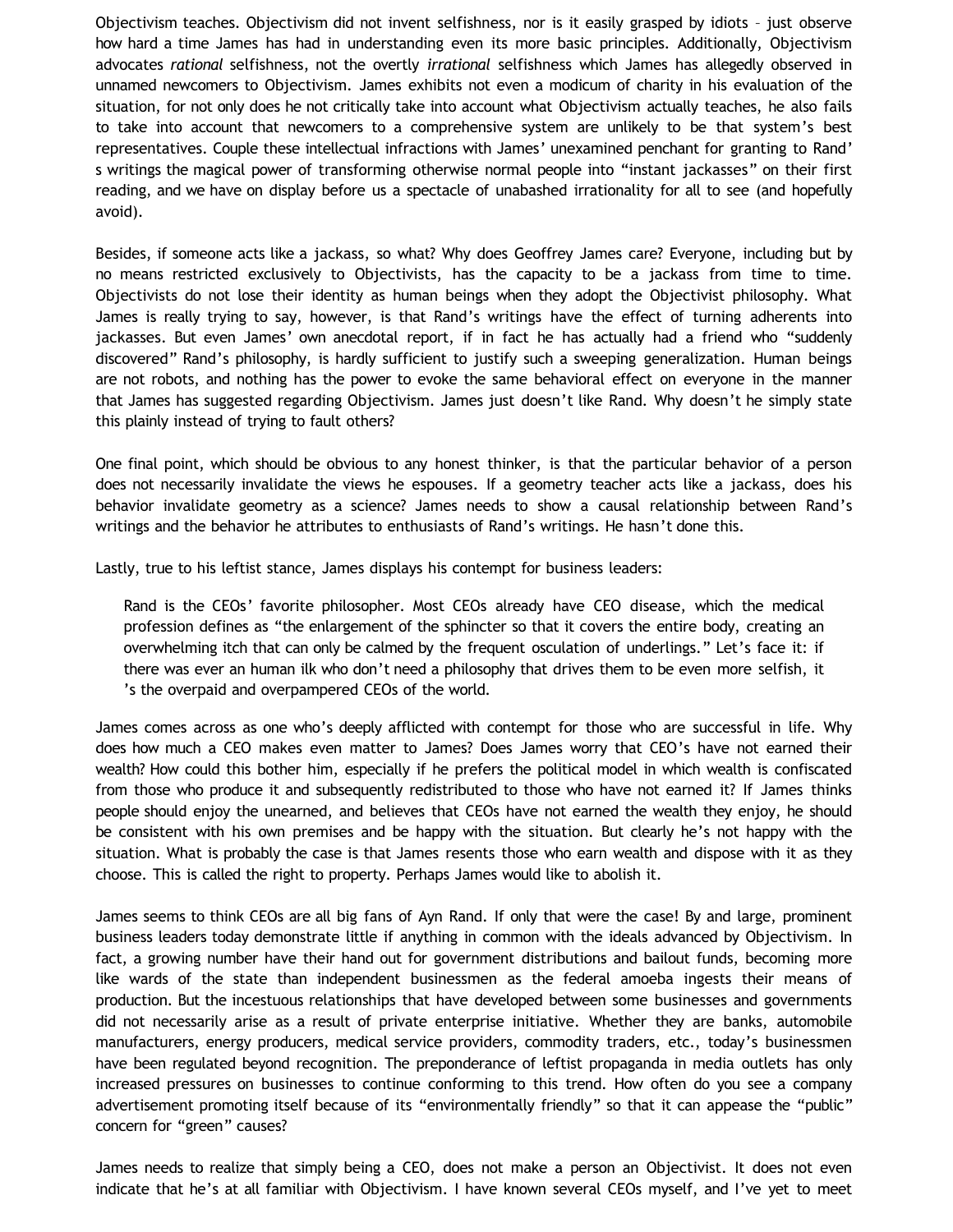Objectivism teaches. Objectivism did not invent selfishness, nor is it easily grasped by idiots – just observe how hard a time James has had in understanding even its more basic principles. Additionally, Objectivism advocates *rational* selfishness, not the overtly *irrational* selfishness which James has allegedly observed in unnamed newcomers to Objectivism. James exhibits not even a modicum of charity in his evaluation of the situation, for not only does he not critically take into account what Objectivism actually teaches, he also fails to take into account that newcomers to a comprehensive system are unlikely to be that system's best representatives. Couple these intellectual infractions with James' unexamined penchant for granting to Rand's writings the magical power of transforming otherwise normal people into "instant jackasses" on their first reading, and we have on display before us a spectacle of unabashed irrationality for all to see (and hopefully avoid).

Besides, if someone acts like a jackass, so what? Why does Geoffrey James care? Everyone, including but by no means restricted exclusively to Objectivists, has the capacity to be a jackass from time to time. Objectivists do not lose their identity as human beings when they adopt the Objectivist philosophy. What James is really trying to say, however, is that Rand's writings have the effect of turning adherents into jackasses. But even James' own anecdotal report, if in fact he has actually had a friend who "suddenly discovered" Rand's philosophy, is hardly sufficient to justify such a sweeping generalization. Human beings are not robots, and nothing has the power to evoke the same behavioral effect on everyone in the manner that James has suggested regarding Objectivism. James just doesn't like Rand. Why doesn't he simply state this plainly instead of trying to fault others?

One final point, which should be obvious to any honest thinker, is that the particular behavior of a person does not necessarily invalidate the views he espouses. If a geometry teacher acts like a jackass, does his behavior invalidate geometry as a science? James needs to show a causal relationship between Rand's writings and the behavior he attributes to enthusiasts of Rand's writings. He hasn't done this.

Lastly, true to his leftist stance, James displays his contempt for business leaders:

> Rand is the CEOs' favorite philosopher. Most CEOs already have CEO disease, which the medical profession defines as "the enlargement of the sphincter so that it covers the entire body, creating an overwhelming itch that can only be calmed by the frequent osculation of underlings." Let's face it: if there was ever an human ilk who don't need a philosophy that drives them to be even more selfish, it's the overpaid and overpampered CEOs of the world.

James comes across as one who's deeply afflicted with contempt for those who are successful in life. Why does how much a CEO makes even matter to James? Does James worry that CEO's have not earned their wealth? How could this bother him, especially if he prefers the political model in which wealth is confiscated from those who produce it and subsequently redistributed to those who have not earned it? If James thinks people should enjoy the unearned, and believes that CEOs have not earned the wealth they enjoy, he should be consistent with his own premises and be happy with the situation. But clearly he's not happy with the situation. What is probably the case is that James resents those who earn wealth and dispose with it as they choose. This is called the right to property. Perhaps James would like to abolish it.

James seems to think CEOs are all big fans of Ayn Rand. If only that were the case! By and large, prominent business leaders today demonstrate little if anything in common with the ideals advanced by Objectivism. In fact, a growing number have their hand out for government distributions and bailout funds, becoming more like wards of the state than independent businessmen as the federal amoeba ingests their means of production. But the incestuous relationships that have developed between some businesses and governments did not necessarily arise as a result of private enterprise initiative. Whether they are banks, automobile manufacturers, energy producers, medical service providers, commodity traders, etc., today's businessmen have been regulated beyond recognition. The preponderance of leftist propaganda in media outlets has only increased pressures on businesses to continue conforming to this trend. How often do you see a company advertisement promoting itself because of its "environmentally friendly" so that it can appease the "public" concern for "green" causes?

James needs to realize that simply being a CEO, does not make a person an Objectivist. It does not even indicate that he's at all familiar with Objectivism. I have known several CEOs myself, and I've yet to meet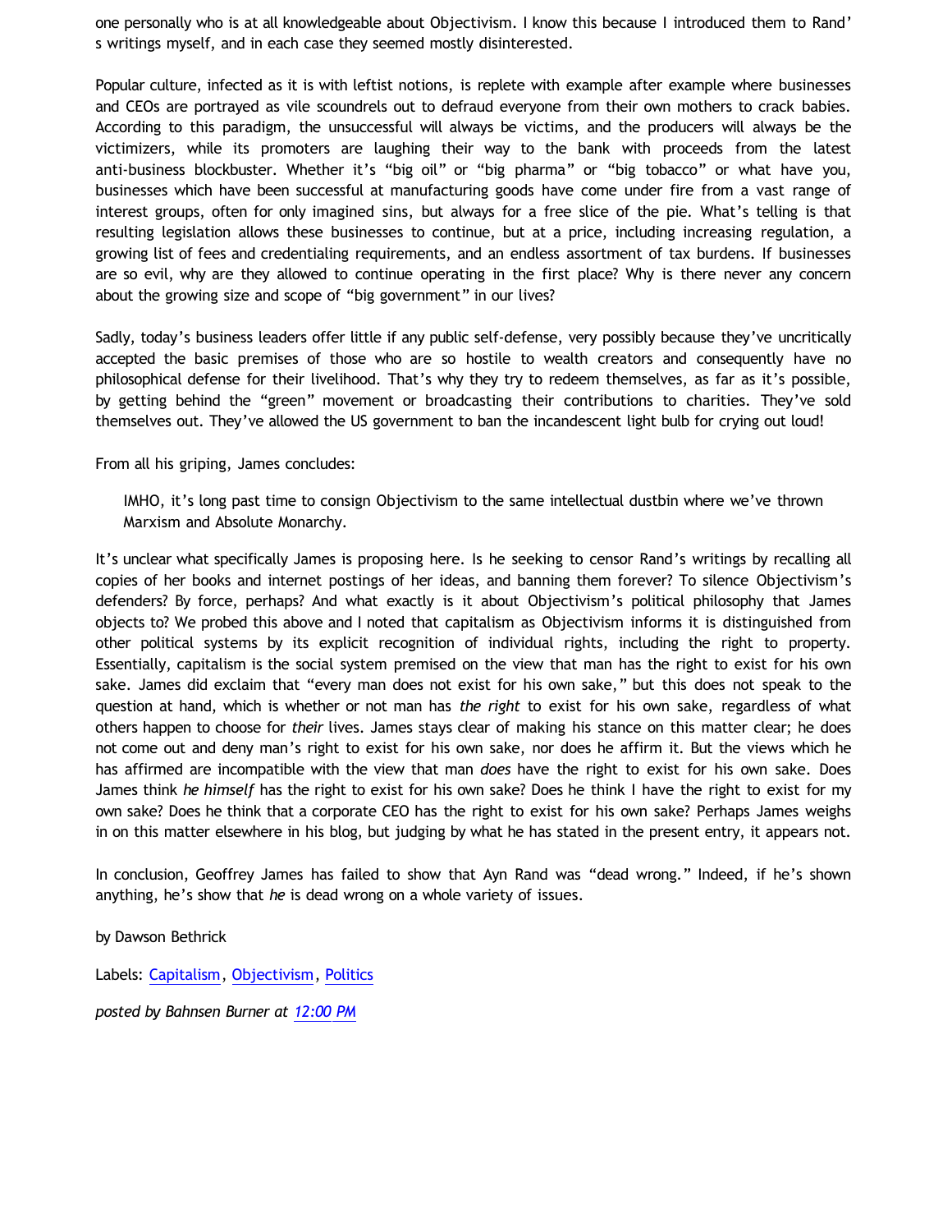one personally who is at all knowledgeable about Objectivism. I know this because I introduced them to Rand's writings myself, and in each case they seemed mostly disinterested.

Popular culture, infected as it is with leftist notions, is replete with example after example where businesses and CEOs are portrayed as vile scoundrels out to defraud everyone from their own mothers to crack babies. According to this paradigm, the unsuccessful will always be victims, and the producers will always be the victimizers, while its promoters are laughing their way to the bank with proceeds from the latest anti-business blockbuster. Whether it's "big oil" or "big pharma" or "big tobacco" or what have you, businesses which have been successful at manufacturing goods have come under fire from a vast range of interest groups, often for only imagined sins, but always for a free slice of the pie. What's telling is that resulting legislation allows these businesses to continue, but at a price, including increasing regulation, a growing list of fees and credentialing requirements, and an endless assortment of tax burdens. If businesses are so evil, why are they allowed to continue operating in the first place? Why is there never any concern about the growing size and scope of "big government" in our lives?

Sadly, today's business leaders offer little if any public self-defense, very possibly because they've uncritically accepted the basic premises of those who are so hostile to wealth creators and consequently have no philosophical defense for their livelihood. That's why they try to redeem themselves, as far as it's possible, by getting behind the "green" movement or broadcasting their contributions to charities. They've sold themselves out. They've allowed the US government to ban the incandescent light bulb for crying out loud!

From all his griping, James concludes:

> IMHO, it's long past time to consign Objectivism to the same intellectual dustbin where we've thrown Marxism and Absolute Monarchy.

It's unclear what specifically James is proposing here. Is he seeking to censor Rand's writings by recalling all copies of her books and internet postings of her ideas, and banning them forever? To silence Objectivism's defenders? By force, perhaps? And what exactly is it about Objectivism's political philosophy that James objects to? We probed this above and I noted that capitalism as Objectivism informs it is distinguished from other political systems by its explicit recognition of individual rights, including the right to property. Essentially, capitalism is the social system premised on the view that man has the right to exist for his own sake. James did exclaim that "every man does not exist for his own sake," but this does not speak to the question at hand, which is whether or not man has *the right* to exist for his own sake, regardless of what others happen to choose for *their* lives. James stays clear of making his stance on this matter clear; he does not come out and deny man's right to exist for his own sake, nor does he affirm it. But the views which he has affirmed are incompatible with the view that man *does* have the right to exist for his own sake. Does James think *he himself* has the right to exist for his own sake? Does he think I have the right to exist for my own sake? Does he think that a corporate CEO has the right to exist for his own sake? Perhaps James weighs in on this matter elsewhere in his blog, but judging by what he has stated in the present entry, it appears not.

In conclusion, Geoffrey James has failed to show that Ayn Rand was "dead wrong." Indeed, if he's shown anything, he's show that *he* is dead wrong on a whole variety of issues.

by Dawson Bethrick

Labels: Capitalism, Objectivism, Politics

*posted by Bahnsen Burner at 12:00 PM*